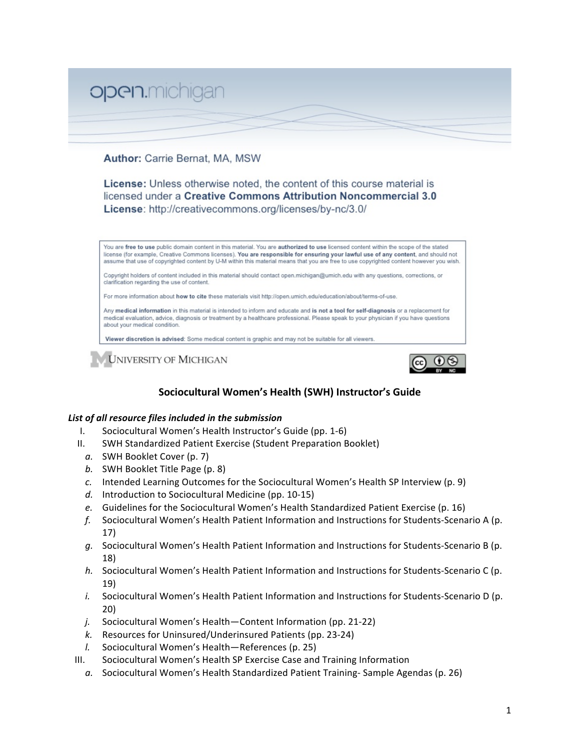open.michigan

**Author:** Carrie Bernat, MA, MSW

**License:** Unless otherwise noted, the content of this course material is licensed under a **Creative Commons Attribution Noncommercial 3.0 License**: http://creativecommons.org/licenses/by-nc/3.0/

You are **free to use** public domain content in this material. You are **authorized to use** licensed content within the scope of the stated license (for example, Creative Commons licenses). **You are responsible for ensuring your lawful use of any content**, and should not assume that use of copyrighted content by U-M within this material means that you are free to use copyrighted content however you wish.

Copyright holders of content included in this material should contact open.michigan@umich.edu with any questions, corrections, or clarification regarding the use of content.

For more information about **how to cite** these materials visit http://open.umich.edu/education/about/terms-of-use.

Any **medical information** in this material is intended to inform and educate and **is not a tool for self-diagnosis** or a replacement for medical evaluation, advice, diagnosis or treatment by a healthcare professional. Please speak to your physician if you have questions about your medical condition.

**Viewer discretion is advised**: Some medical content is graphic and may not be suitable for all viewers.

University of Michigan

## Sociocultural Women's Health (SWH) Instructor's Guide

***List of all resource files included in the submission***

I. Sociocultural Women's Health Instructor's Guide (pp. 1-6)

II. SWH Standardized Patient Exercise (Student Preparation Booklet)

- *a.* SWH Booklet Cover (p. 7)
- *b.* SWH Booklet Title Page (p. 8)
- *c.* Intended Learning Outcomes for the Sociocultural Women's Health SP Interview (p. 9)
- *d.* Introduction to Sociocultural Medicine (pp. 10-15)
- *e.* Guidelines for the Sociocultural Women's Health Standardized Patient Exercise (p. 16)
- *f.* Sociocultural Women's Health Patient Information and Instructions for Students-Scenario A (p. 17)
- *g.* Sociocultural Women's Health Patient Information and Instructions for Students-Scenario B (p. 18)
- *h.* Sociocultural Women's Health Patient Information and Instructions for Students-Scenario C (p. 19)
- *i.* Sociocultural Women's Health Patient Information and Instructions for Students-Scenario D (p. 20)
- *j.* Sociocultural Women's Health—Content Information (pp. 21-22)
- *k.* Resources for Uninsured/Underinsured Patients (pp. 23-24)
- *l.* Sociocultural Women's Health—References (p. 25)

III. Sociocultural Women's Health SP Exercise Case and Training Information

- *a.* Sociocultural Women's Health Standardized Patient Training- Sample Agendas (p. 26)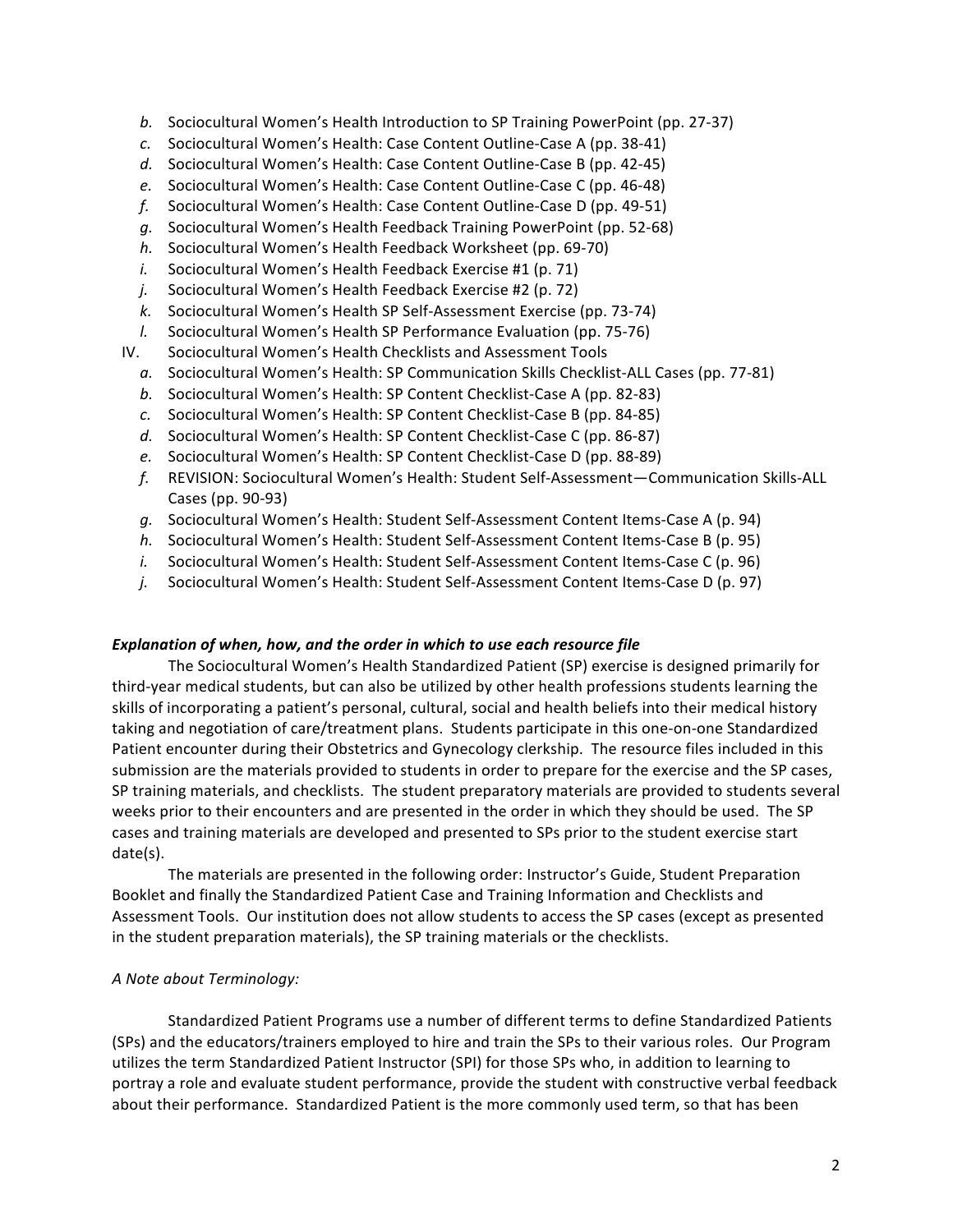- *b.* Sociocultural Women's Health Introduction to SP Training PowerPoint (pp. 27-37)
   - *c.* Sociocultural Women's Health: Case Content Outline-Case A (pp. 38-41)
   - *d.* Sociocultural Women's Health: Case Content Outline-Case B (pp. 42-45)
   - *e.* Sociocultural Women's Health: Case Content Outline-Case C (pp. 46-48)
   - *f.* Sociocultural Women's Health: Case Content Outline-Case D (pp. 49-51)
   - *g.* Sociocultural Women's Health Feedback Training PowerPoint (pp. 52-68)
   - *h.* Sociocultural Women's Health Feedback Worksheet (pp. 69-70)
   - *i.* Sociocultural Women's Health Feedback Exercise #1 (p. 71)
   - *j.* Sociocultural Women's Health Feedback Exercise #2 (p. 72)
   - *k.* Sociocultural Women's Health SP Self-Assessment Exercise (pp. 73-74)
   - *l.* Sociocultural Women's Health SP Performance Evaluation (pp. 75-76)

IV. Sociocultural Women's Health Checklists and Assessment Tools
   - *a.* Sociocultural Women's Health: SP Communication Skills Checklist-ALL Cases (pp. 77-81)
   - *b.* Sociocultural Women's Health: SP Content Checklist-Case A (pp. 82-83)
   - *c.* Sociocultural Women's Health: SP Content Checklist-Case B (pp. 84-85)
   - *d.* Sociocultural Women's Health: SP Content Checklist-Case C (pp. 86-87)
   - *e.* Sociocultural Women's Health: SP Content Checklist-Case D (pp. 88-89)
   - *f.* REVISION: Sociocultural Women's Health: Student Self-Assessment—Communication Skills-ALL Cases (pp. 90-93)
   - *g.* Sociocultural Women's Health: Student Self-Assessment Content Items-Case A (p. 94)
   - *h.* Sociocultural Women's Health: Student Self-Assessment Content Items-Case B (p. 95)
   - *i.* Sociocultural Women's Health: Student Self-Assessment Content Items-Case C (p. 96)
   - *j.* Sociocultural Women's Health: Student Self-Assessment Content Items-Case D (p. 97)

***Explanation of when, how, and the order in which to use each resource file***

The Sociocultural Women's Health Standardized Patient (SP) exercise is designed primarily for third-year medical students, but can also be utilized by other health professions students learning the skills of incorporating a patient's personal, cultural, social and health beliefs into their medical history taking and negotiation of care/treatment plans. Students participate in this one-on-one Standardized Patient encounter during their Obstetrics and Gynecology clerkship. The resource files included in this submission are the materials provided to students in order to prepare for the exercise and the SP cases, SP training materials, and checklists. The student preparatory materials are provided to students several weeks prior to their encounters and are presented in the order in which they should be used. The SP cases and training materials are developed and presented to SPs prior to the student exercise start date(s).

The materials are presented in the following order: Instructor's Guide, Student Preparation Booklet and finally the Standardized Patient Case and Training Information and Checklists and Assessment Tools. Our institution does not allow students to access the SP cases (except as presented in the student preparation materials), the SP training materials or the checklists.

*A Note about Terminology:*

Standardized Patient Programs use a number of different terms to define Standardized Patients (SPs) and the educators/trainers employed to hire and train the SPs to their various roles. Our Program utilizes the term Standardized Patient Instructor (SPI) for those SPs who, in addition to learning to portray a role and evaluate student performance, provide the student with constructive verbal feedback about their performance. Standardized Patient is the more commonly used term, so that has been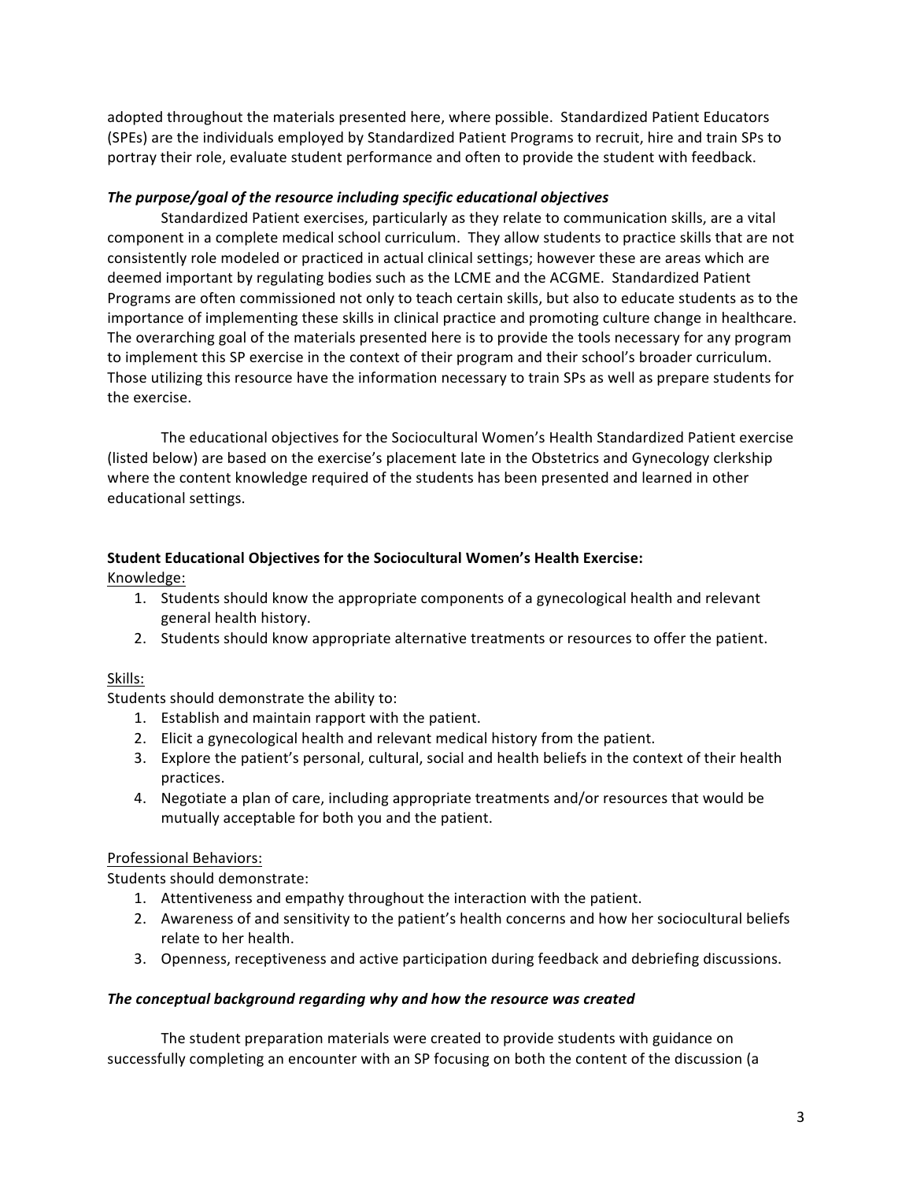adopted throughout the materials presented here, where possible. Standardized Patient Educators (SPEs) are the individuals employed by Standardized Patient Programs to recruit, hire and train SPs to portray their role, evaluate student performance and often to provide the student with feedback.

***The purpose/goal of the resource including specific educational objectives***

Standardized Patient exercises, particularly as they relate to communication skills, are a vital component in a complete medical school curriculum. They allow students to practice skills that are not consistently role modeled or practiced in actual clinical settings; however these are areas which are deemed important by regulating bodies such as the LCME and the ACGME. Standardized Patient Programs are often commissioned not only to teach certain skills, but also to educate students as to the importance of implementing these skills in clinical practice and promoting culture change in healthcare. The overarching goal of the materials presented here is to provide the tools necessary for any program to implement this SP exercise in the context of their program and their school's broader curriculum. Those utilizing this resource have the information necessary to train SPs as well as prepare students for the exercise.

The educational objectives for the Sociocultural Women's Health Standardized Patient exercise (listed below) are based on the exercise's placement late in the Obstetrics and Gynecology clerkship where the content knowledge required of the students has been presented and learned in other educational settings.

**Student Educational Objectives for the Sociocultural Women's Health Exercise:**

<u>Knowledge:</u>

1. Students should know the appropriate components of a gynecological health and relevant general health history.
2. Students should know appropriate alternative treatments or resources to offer the patient.

<u>Skills:</u>

Students should demonstrate the ability to:

1. Establish and maintain rapport with the patient.
2. Elicit a gynecological health and relevant medical history from the patient.
3. Explore the patient's personal, cultural, social and health beliefs in the context of their health practices.
4. Negotiate a plan of care, including appropriate treatments and/or resources that would be mutually acceptable for both you and the patient.

<u>Professional Behaviors:</u>

Students should demonstrate:

1. Attentiveness and empathy throughout the interaction with the patient.
2. Awareness of and sensitivity to the patient's health concerns and how her sociocultural beliefs relate to her health.
3. Openness, receptiveness and active participation during feedback and debriefing discussions.

***The conceptual background regarding why and how the resource was created***

The student preparation materials were created to provide students with guidance on successfully completing an encounter with an SP focusing on both the content of the discussion (a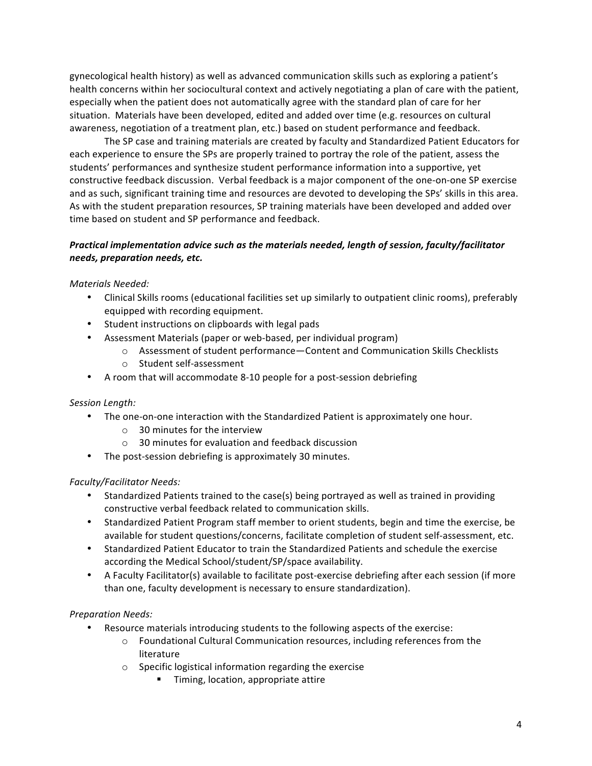gynecological health history) as well as advanced communication skills such as exploring a patient's health concerns within her sociocultural context and actively negotiating a plan of care with the patient, especially when the patient does not automatically agree with the standard plan of care for her situation. Materials have been developed, edited and added over time (e.g. resources on cultural awareness, negotiation of a treatment plan, etc.) based on student performance and feedback.

The SP case and training materials are created by faculty and Standardized Patient Educators for each experience to ensure the SPs are properly trained to portray the role of the patient, assess the students' performances and synthesize student performance information into a supportive, yet constructive feedback discussion. Verbal feedback is a major component of the one-on-one SP exercise and as such, significant training time and resources are devoted to developing the SPs' skills in this area. As with the student preparation resources, SP training materials have been developed and added over time based on student and SP performance and feedback.

***Practical implementation advice such as the materials needed, length of session, faculty/facilitator needs, preparation needs, etc.***

*Materials Needed:*

- Clinical Skills rooms (educational facilities set up similarly to outpatient clinic rooms), preferably equipped with recording equipment.
- Student instructions on clipboards with legal pads
- Assessment Materials (paper or web-based, per individual program)
  - Assessment of student performance—Content and Communication Skills Checklists
  - Student self-assessment
- A room that will accommodate 8-10 people for a post-session debriefing

*Session Length:*

- The one-on-one interaction with the Standardized Patient is approximately one hour.
  - 30 minutes for the interview
  - 30 minutes for evaluation and feedback discussion
- The post-session debriefing is approximately 30 minutes.

*Faculty/Facilitator Needs:*

- Standardized Patients trained to the case(s) being portrayed as well as trained in providing constructive verbal feedback related to communication skills.
- Standardized Patient Program staff member to orient students, begin and time the exercise, be available for student questions/concerns, facilitate completion of student self-assessment, etc.
- Standardized Patient Educator to train the Standardized Patients and schedule the exercise according the Medical School/student/SP/space availability.
- A Faculty Facilitator(s) available to facilitate post-exercise debriefing after each session (if more than one, faculty development is necessary to ensure standardization).

*Preparation Needs:*

- Resource materials introducing students to the following aspects of the exercise:
  - Foundational Cultural Communication resources, including references from the literature
  - Specific logistical information regarding the exercise
    - Timing, location, appropriate attire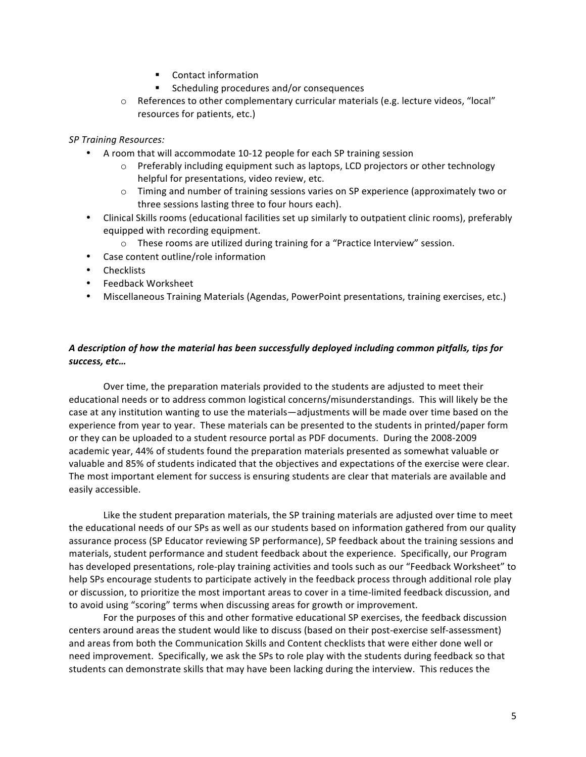- Contact information
        - Scheduling procedures and/or consequences
    - References to other complementary curricular materials (e.g. lecture videos, "local" resources for patients, etc.)

*SP Training Resources:*

- A room that will accommodate 10-12 people for each SP training session
    - Preferably including equipment such as laptops, LCD projectors or other technology helpful for presentations, video review, etc.
    - Timing and number of training sessions varies on SP experience (approximately two or three sessions lasting three to four hours each).
- Clinical Skills rooms (educational facilities set up similarly to outpatient clinic rooms), preferably equipped with recording equipment.
    - These rooms are utilized during training for a "Practice Interview" session.
- Case content outline/role information
- Checklists
- Feedback Worksheet
- Miscellaneous Training Materials (Agendas, PowerPoint presentations, training exercises, etc.)

***A description of how the material has been successfully deployed including common pitfalls, tips for success, etc…***

Over time, the preparation materials provided to the students are adjusted to meet their educational needs or to address common logistical concerns/misunderstandings. This will likely be the case at any institution wanting to use the materials—adjustments will be made over time based on the experience from year to year. These materials can be presented to the students in printed/paper form or they can be uploaded to a student resource portal as PDF documents. During the 2008-2009 academic year, 44% of students found the preparation materials presented as somewhat valuable or valuable and 85% of students indicated that the objectives and expectations of the exercise were clear. The most important element for success is ensuring students are clear that materials are available and easily accessible.

Like the student preparation materials, the SP training materials are adjusted over time to meet the educational needs of our SPs as well as our students based on information gathered from our quality assurance process (SP Educator reviewing SP performance), SP feedback about the training sessions and materials, student performance and student feedback about the experience. Specifically, our Program has developed presentations, role-play training activities and tools such as our "Feedback Worksheet" to help SPs encourage students to participate actively in the feedback process through additional role play or discussion, to prioritize the most important areas to cover in a time-limited feedback discussion, and to avoid using "scoring" terms when discussing areas for growth or improvement.

For the purposes of this and other formative educational SP exercises, the feedback discussion centers around areas the student would like to discuss (based on their post-exercise self-assessment) and areas from both the Communication Skills and Content checklists that were either done well or need improvement. Specifically, we ask the SPs to role play with the students during feedback so that students can demonstrate skills that may have been lacking during the interview. This reduces the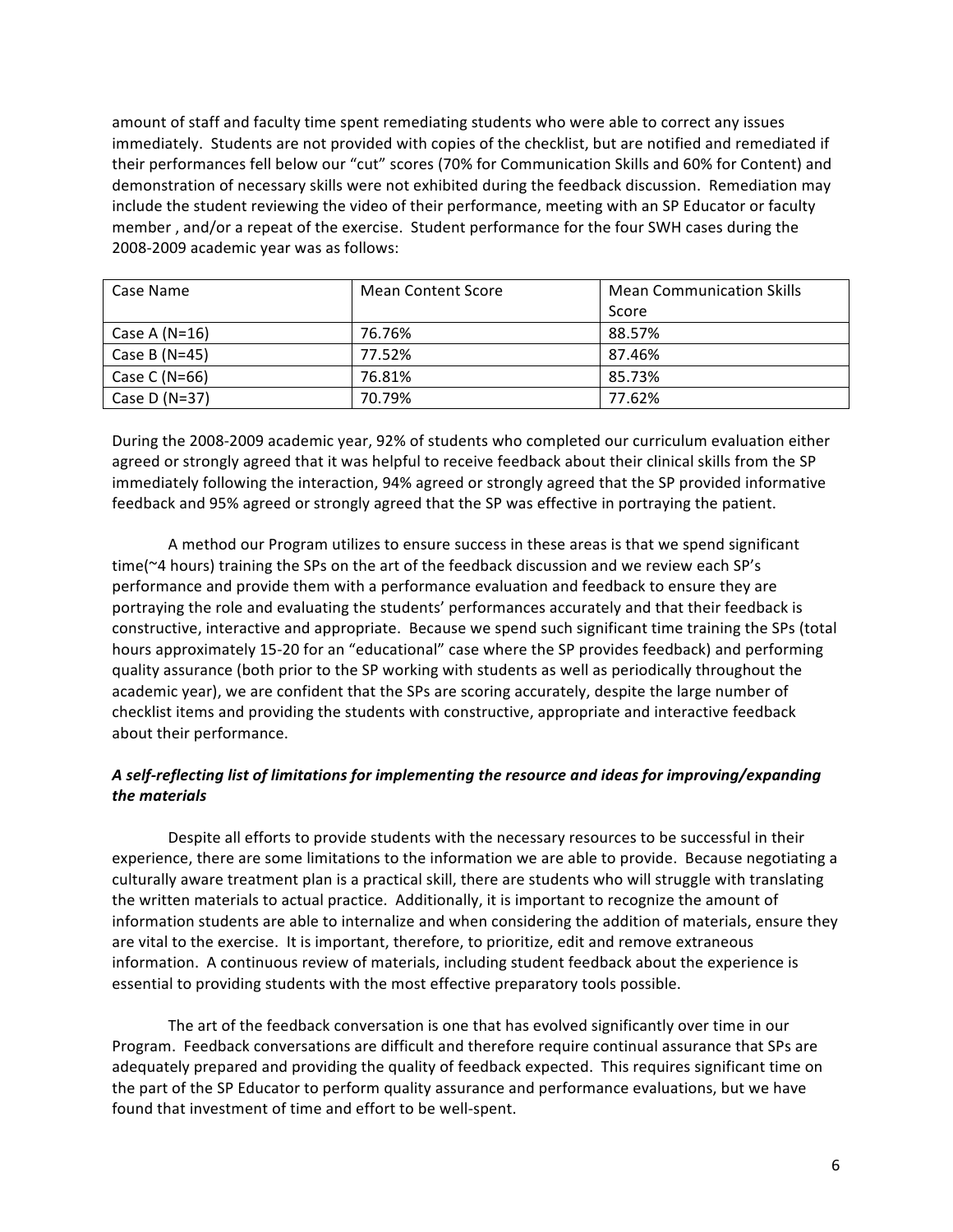amount of staff and faculty time spent remediating students who were able to correct any issues immediately. Students are not provided with copies of the checklist, but are notified and remediated if their performances fell below our "cut" scores (70% for Communication Skills and 60% for Content) and demonstration of necessary skills were not exhibited during the feedback discussion. Remediation may include the student reviewing the video of their performance, meeting with an SP Educator or faculty member , and/or a repeat of the exercise. Student performance for the four SWH cases during the 2008-2009 academic year was as follows:

| Case Name | Mean Content Score | Mean Communication Skills Score |
|---|---|---|
| Case A (N=16) | 76.76% | 88.57% |
| Case B (N=45) | 77.52% | 87.46% |
| Case C (N=66) | 76.81% | 85.73% |
| Case D (N=37) | 70.79% | 77.62% |

During the 2008-2009 academic year, 92% of students who completed our curriculum evaluation either agreed or strongly agreed that it was helpful to receive feedback about their clinical skills from the SP immediately following the interaction, 94% agreed or strongly agreed that the SP provided informative feedback and 95% agreed or strongly agreed that the SP was effective in portraying the patient.

A method our Program utilizes to ensure success in these areas is that we spend significant time(~4 hours) training the SPs on the art of the feedback discussion and we review each SP's performance and provide them with a performance evaluation and feedback to ensure they are portraying the role and evaluating the students' performances accurately and that their feedback is constructive, interactive and appropriate. Because we spend such significant time training the SPs (total hours approximately 15-20 for an "educational" case where the SP provides feedback) and performing quality assurance (both prior to the SP working with students as well as periodically throughout the academic year), we are confident that the SPs are scoring accurately, despite the large number of checklist items and providing the students with constructive, appropriate and interactive feedback about their performance.

### *A self-reflecting list of limitations for implementing the resource and ideas for improving/expanding the materials*

Despite all efforts to provide students with the necessary resources to be successful in their experience, there are some limitations to the information we are able to provide. Because negotiating a culturally aware treatment plan is a practical skill, there are students who will struggle with translating the written materials to actual practice. Additionally, it is important to recognize the amount of information students are able to internalize and when considering the addition of materials, ensure they are vital to the exercise. It is important, therefore, to prioritize, edit and remove extraneous information. A continuous review of materials, including student feedback about the experience is essential to providing students with the most effective preparatory tools possible.

The art of the feedback conversation is one that has evolved significantly over time in our Program. Feedback conversations are difficult and therefore require continual assurance that SPs are adequately prepared and providing the quality of feedback expected. This requires significant time on the part of the SP Educator to perform quality assurance and performance evaluations, but we have found that investment of time and effort to be well-spent.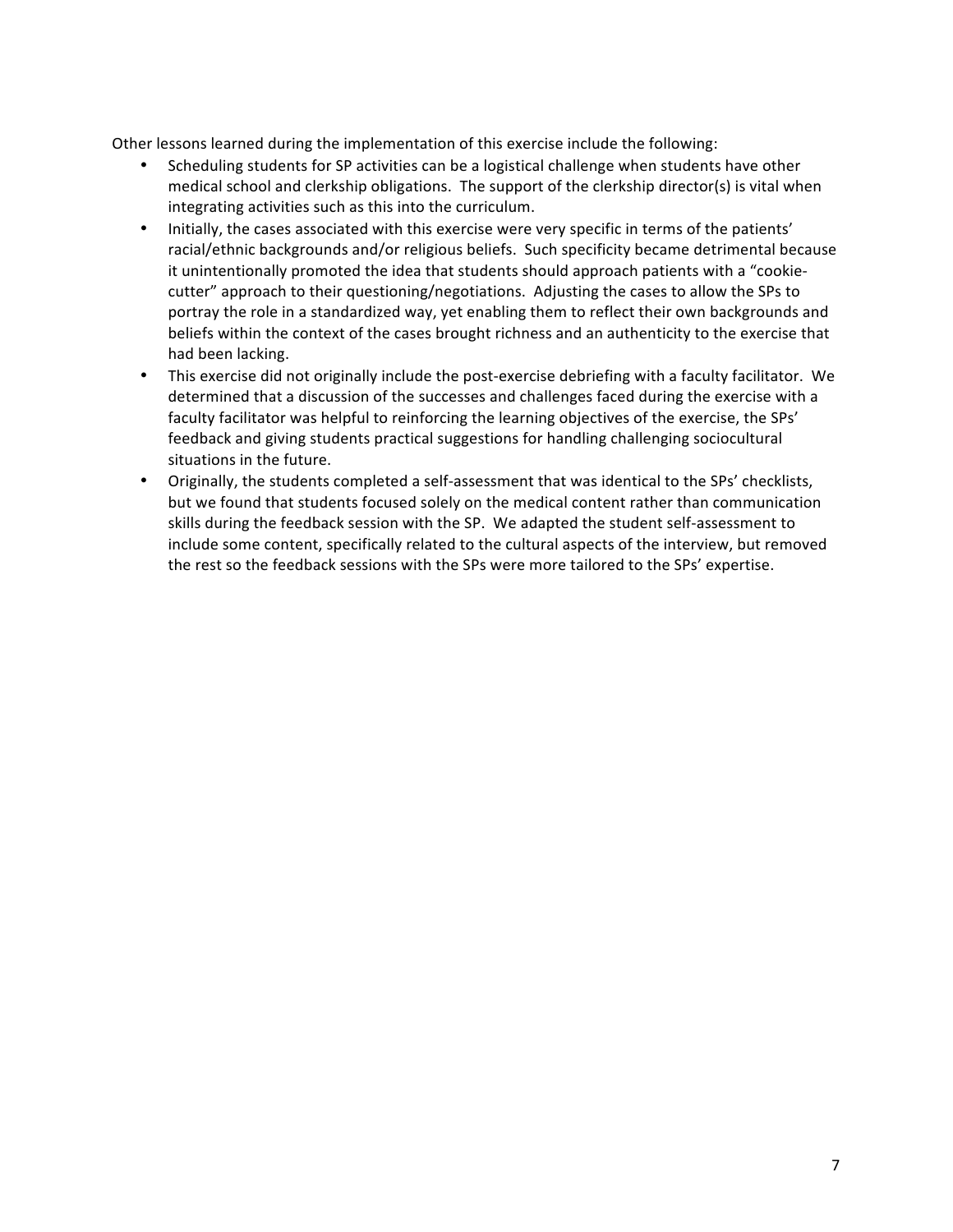Other lessons learned during the implementation of this exercise include the following:

- Scheduling students for SP activities can be a logistical challenge when students have other medical school and clerkship obligations. The support of the clerkship director(s) is vital when integrating activities such as this into the curriculum.
- Initially, the cases associated with this exercise were very specific in terms of the patients' racial/ethnic backgrounds and/or religious beliefs. Such specificity became detrimental because it unintentionally promoted the idea that students should approach patients with a "cookie-cutter" approach to their questioning/negotiations. Adjusting the cases to allow the SPs to portray the role in a standardized way, yet enabling them to reflect their own backgrounds and beliefs within the context of the cases brought richness and an authenticity to the exercise that had been lacking.
- This exercise did not originally include the post-exercise debriefing with a faculty facilitator. We determined that a discussion of the successes and challenges faced during the exercise with a faculty facilitator was helpful to reinforcing the learning objectives of the exercise, the SPs' feedback and giving students practical suggestions for handling challenging sociocultural situations in the future.
- Originally, the students completed a self-assessment that was identical to the SPs' checklists, but we found that students focused solely on the medical content rather than communication skills during the feedback session with the SP. We adapted the student self-assessment to include some content, specifically related to the cultural aspects of the interview, but removed the rest so the feedback sessions with the SPs were more tailored to the SPs' expertise.